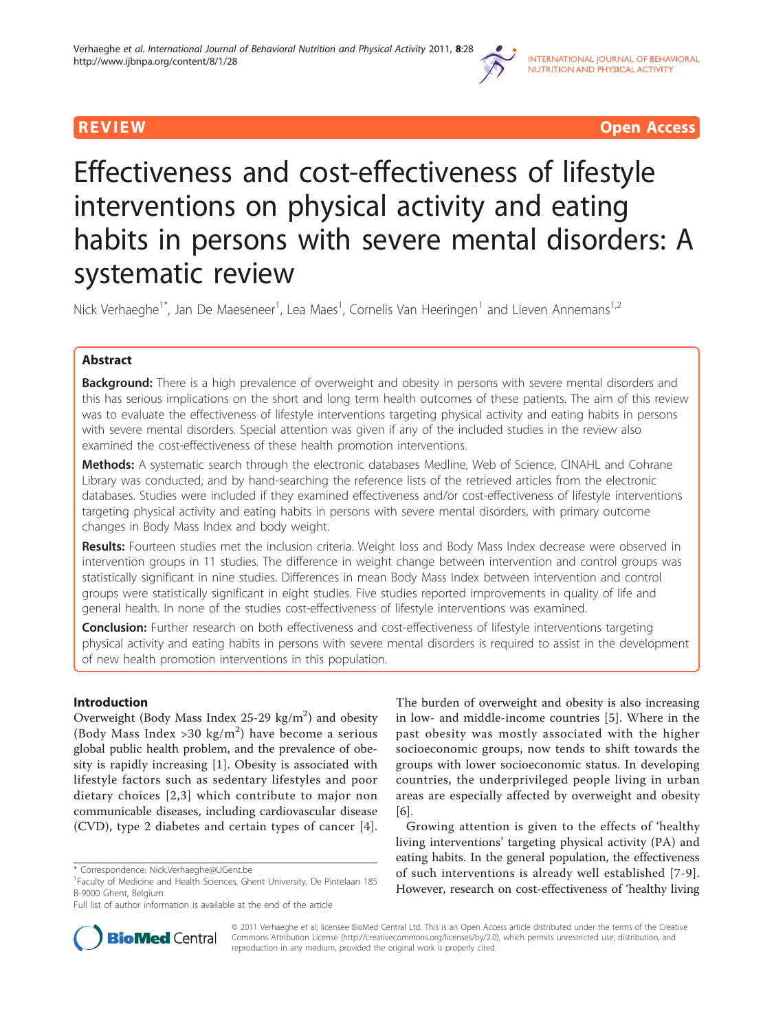REVIEW Open Access

# Effectiveness and cost-effectiveness of lifestyle interventions on physical activity and eating habits in persons with severe mental disorders: A systematic review

Nick Verhaeghe[1*], Jan De Maeseneer[1], Lea Maes[1], Cornelis Van Heeringen[1] and Lieven Annemans[1,2]

## Abstract

**Background:** There is a high prevalence of overweight and obesity in persons with severe mental disorders and this has serious implications on the short and long term health outcomes of these patients. The aim of this review was to evaluate the effectiveness of lifestyle interventions targeting physical activity and eating habits in persons with severe mental disorders. Special attention was given if any of the included studies in the review also examined the cost-effectiveness of these health promotion interventions.

**Methods:** A systematic search through the electronic databases Medline, Web of Science, CINAHL and Cohrane Library was conducted, and by hand-searching the reference lists of the retrieved articles from the electronic databases. Studies were included if they examined effectiveness and/or cost-effectiveness of lifestyle interventions targeting physical activity and eating habits in persons with severe mental disorders, with primary outcome changes in Body Mass Index and body weight.

**Results:** Fourteen studies met the inclusion criteria. Weight loss and Body Mass Index decrease were observed in intervention groups in 11 studies. The difference in weight change between intervention and control groups was statistically significant in nine studies. Differences in mean Body Mass Index between intervention and control groups were statistically significant in eight studies. Five studies reported improvements in quality of life and general health. In none of the studies cost-effectiveness of lifestyle interventions was examined.

**Conclusion:** Further research on both effectiveness and cost-effectiveness of lifestyle interventions targeting physical activity and eating habits in persons with severe mental disorders is required to assist in the development of new health promotion interventions in this population.

## Introduction

Overweight (Body Mass Index 25-29 kg/m$^2$) and obesity (Body Mass Index >30 kg/m$^2$) have become a serious global public health problem, and the prevalence of obesity is rapidly increasing [1]. Obesity is associated with lifestyle factors such as sedentary lifestyles and poor dietary choices [2,3] which contribute to major non communicable diseases, including cardiovascular disease (CVD), type 2 diabetes and certain types of cancer [4]. The burden of overweight and obesity is also increasing in low- and middle-income countries [5]. Where in the past obesity was mostly associated with the higher socioeconomic groups, now tends to shift towards the groups with lower socioeconomic status. In developing countries, the underprivileged people living in urban areas are especially affected by overweight and obesity [6].

Growing attention is given to the effects of 'healthy living interventions' targeting physical activity (PA) and eating habits. In the general population, the effectiveness of such interventions is already well established [7-9]. However, research on cost-effectiveness of 'healthy living

\* Correspondence: Nick.Verhaeghe@UGent.be
[1]Faculty of Medicine and Health Sciences, Ghent University, De Pintelaan 185 B-9000 Ghent, Belgium
Full list of author information is available at the end of the article

© 2011 Verhaeghe et al; licensee BioMed Central Ltd. This is an Open Access article distributed under the terms of the Creative Commons Attribution License (http://creativecommons.org/licenses/by/2.0), which permits unrestricted use, distribution, and reproduction in any medium, provided the original work is properly cited.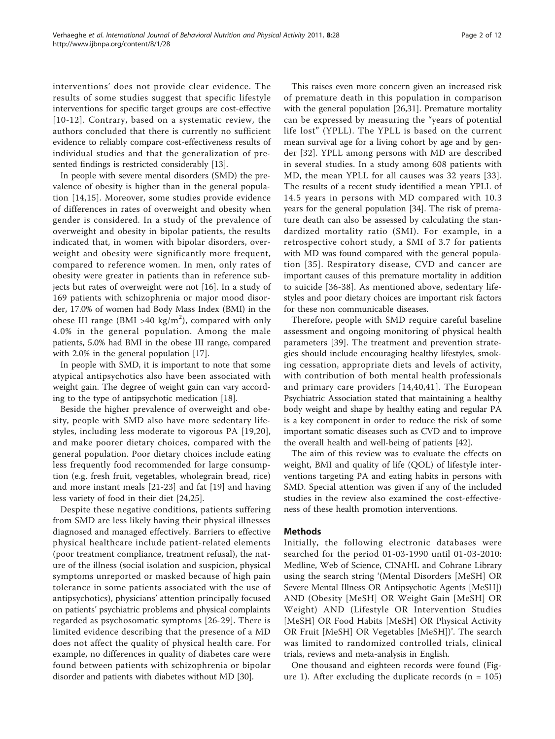interventions' does not provide clear evidence. The results of some studies suggest that specific lifestyle interventions for specific target groups are cost-effective [10-12]. Contrary, based on a systematic review, the authors concluded that there is currently no sufficient evidence to reliably compare cost-effectiveness results of individual studies and that the generalization of presented findings is restricted considerably [13].

In people with severe mental disorders (SMD) the prevalence of obesity is higher than in the general population [14,15]. Moreover, some studies provide evidence of differences in rates of overweight and obesity when gender is considered. In a study of the prevalence of overweight and obesity in bipolar patients, the results indicated that, in women with bipolar disorders, overweight and obesity were significantly more frequent, compared to reference women. In men, only rates of obesity were greater in patients than in reference subjects but rates of overweight were not [16]. In a study of 169 patients with schizophrenia or major mood disorder, 17.0% of women had Body Mass Index (BMI) in the obese III range (BMI >40 kg/m$^2$), compared with only 4.0% in the general population. Among the male patients, 5.0% had BMI in the obese III range, compared with 2.0% in the general population [17].

In people with SMD, it is important to note that some atypical antipsychotics also have been associated with weight gain. The degree of weight gain can vary according to the type of antipsychotic medication [18].

Beside the higher prevalence of overweight and obesity, people with SMD also have more sedentary lifestyles, including less moderate to vigorous PA [19,20], and make poorer dietary choices, compared with the general population. Poor dietary choices include eating less frequently food recommended for large consumption (e.g. fresh fruit, vegetables, wholegrain bread, rice) and more instant meals [21-23] and fat [19] and having less variety of food in their diet [24,25].

Despite these negative conditions, patients suffering from SMD are less likely having their physical illnesses diagnosed and managed effectively. Barriers to effective physical healthcare include patient-related elements (poor treatment compliance, treatment refusal), the nature of the illness (social isolation and suspicion, physical symptoms unreported or masked because of high pain tolerance in some patients associated with the use of antipsychotics), physicians' attention principally focused on patients' psychiatric problems and physical complaints regarded as psychosomatic symptoms [26-29]. There is limited evidence describing that the presence of a MD does not affect the quality of physical health care. For example, no differences in quality of diabetes care were found between patients with schizophrenia or bipolar disorder and patients with diabetes without MD [30].

This raises even more concern given an increased risk of premature death in this population in comparison with the general population [26,31]. Premature mortality can be expressed by measuring the "years of potential life lost" (YPLL). The YPLL is based on the current mean survival age for a living cohort by age and by gender [32]. YPLL among persons with MD are described in several studies. In a study among 608 patients with MD, the mean YPLL for all causes was 32 years [33]. The results of a recent study identified a mean YPLL of 14.5 years in persons with MD compared with 10.3 years for the general population [34]. The risk of premature death can also be assessed by calculating the standardized mortality ratio (SMI). For example, in a retrospective cohort study, a SMI of 3.7 for patients with MD was found compared with the general population [35]. Respiratory disease, CVD and cancer are important causes of this premature mortality in addition to suicide [36-38]. As mentioned above, sedentary lifestyles and poor dietary choices are important risk factors for these non communicable diseases.

Therefore, people with SMD require careful baseline assessment and ongoing monitoring of physical health parameters [39]. The treatment and prevention strategies should include encouraging healthy lifestyles, smoking cessation, appropriate diets and levels of activity, with contribution of both mental health professionals and primary care providers [14,40,41]. The European Psychiatric Association stated that maintaining a healthy body weight and shape by healthy eating and regular PA is a key component in order to reduce the risk of some important somatic diseases such as CVD and to improve the overall health and well-being of patients [42].

The aim of this review was to evaluate the effects on weight, BMI and quality of life (QOL) of lifestyle interventions targeting PA and eating habits in persons with SMD. Special attention was given if any of the included studies in the review also examined the cost-effectiveness of these health promotion interventions.

## Methods

Initially, the following electronic databases were searched for the period 01-03-1990 until 01-03-2010: Medline, Web of Science, CINAHL and Cohrane Library using the search string '(Mental Disorders [MeSH] OR Severe Mental Illness OR Antipsychotic Agents [MeSH]) AND (Obesity [MeSH] OR Weight Gain [MeSH] OR Weight) AND (Lifestyle OR Intervention Studies [MeSH] OR Food Habits [MeSH] OR Physical Activity OR Fruit [MeSH] OR Vegetables [MeSH])'. The search was limited to randomized controlled trials, clinical trials, reviews and meta-analysis in English.

One thousand and eighteen records were found (Figure 1). After excluding the duplicate records (n = 105)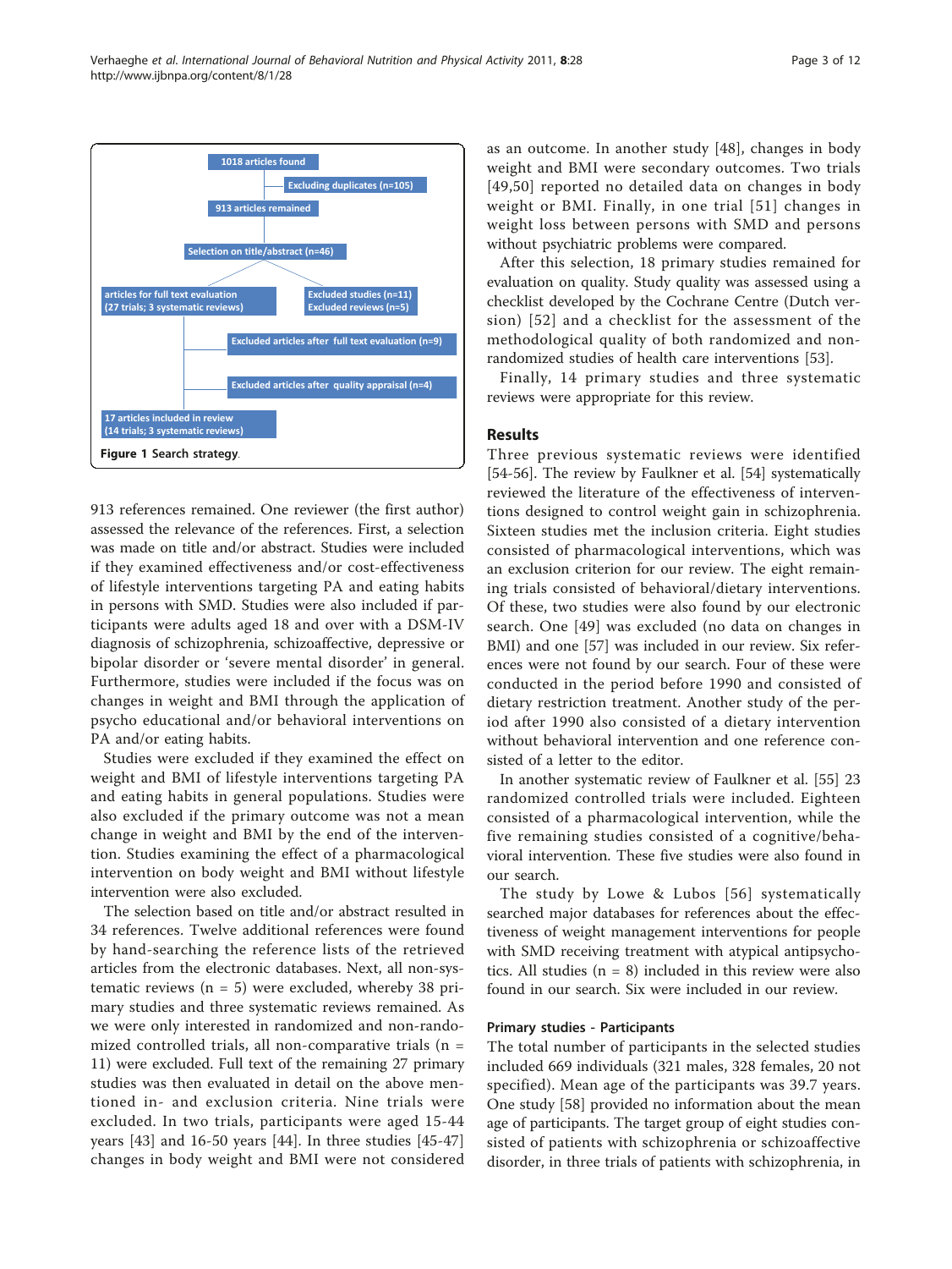1018 articles found

Excluding duplicates (n=105)

913 articles remained

Selection on title/abstract (n=46)

articles for full text evaluation (27 trials; 3 systematic reviews)

Excluded studies (n=11)
Excluded reviews (n=5)

Excluded articles after full text evaluation (n=9)

Excluded articles after quality appraisal (n=4)

17 articles included in review (14 trials; 3 systematic reviews)

**Figure 1** Search strategy.

913 references remained. One reviewer (the first author) assessed the relevance of the references. First, a selection was made on title and/or abstract. Studies were included if they examined effectiveness and/or cost-effectiveness of lifestyle interventions targeting PA and eating habits in persons with SMD. Studies were also included if participants were adults aged 18 and over with a DSM-IV diagnosis of schizophrenia, schizoaffective, depressive or bipolar disorder or 'severe mental disorder' in general. Furthermore, studies were included if the focus was on changes in weight and BMI through the application of psycho educational and/or behavioral interventions on PA and/or eating habits.

Studies were excluded if they examined the effect on weight and BMI of lifestyle interventions targeting PA and eating habits in general populations. Studies were also excluded if the primary outcome was not a mean change in weight and BMI by the end of the intervention. Studies examining the effect of a pharmacological intervention on body weight and BMI without lifestyle intervention were also excluded.

The selection based on title and/or abstract resulted in 34 references. Twelve additional references were found by hand-searching the reference lists of the retrieved articles from the electronic databases. Next, all non-systematic reviews (n = 5) were excluded, whereby 38 primary studies and three systematic reviews remained. As we were only interested in randomized and non-randomized controlled trials, all non-comparative trials (n = 11) were excluded. Full text of the remaining 27 primary studies was then evaluated in detail on the above mentioned in- and exclusion criteria. Nine trials were excluded. In two trials, participants were aged 15-44 years [43] and 16-50 years [44]. In three studies [45-47] changes in body weight and BMI were not considered as an outcome. In another study [48], changes in body weight and BMI were secondary outcomes. Two trials [49,50] reported no detailed data on changes in body weight or BMI. Finally, in one trial [51] changes in weight loss between persons with SMD and persons without psychiatric problems were compared.

After this selection, 18 primary studies remained for evaluation on quality. Study quality was assessed using a checklist developed by the Cochrane Centre (Dutch version) [52] and a checklist for the assessment of the methodological quality of both randomized and non-randomized studies of health care interventions [53].

Finally, 14 primary studies and three systematic reviews were appropriate for this review.

## Results

Three previous systematic reviews were identified [54-56]. The review by Faulkner et al. [54] systematically reviewed the literature of the effectiveness of interventions designed to control weight gain in schizophrenia. Sixteen studies met the inclusion criteria. Eight studies consisted of pharmacological interventions, which was an exclusion criterion for our review. The eight remaining trials consisted of behavioral/dietary interventions. Of these, two studies were also found by our electronic search. One [49] was excluded (no data on changes in BMI) and one [57] was included in our review. Six references were not found by our search. Four of these were conducted in the period before 1990 and consisted of dietary restriction treatment. Another study of the period after 1990 also consisted of a dietary intervention without behavioral intervention and one reference consisted of a letter to the editor.

In another systematic review of Faulkner et al. [55] 23 randomized controlled trials were included. Eighteen consisted of a pharmacological intervention, while the five remaining studies consisted of a cognitive/behavioral intervention. These five studies were also found in our search.

The study by Lowe & Lubos [56] systematically searched major databases for references about the effectiveness of weight management interventions for people with SMD receiving treatment with atypical antipsychotics. All studies (n = 8) included in this review were also found in our search. Six were included in our review.

### Primary studies - Participants

The total number of participants in the selected studies included 669 individuals (321 males, 328 females, 20 not specified). Mean age of the participants was 39.7 years. One study [58] provided no information about the mean age of participants. The target group of eight studies consisted of patients with schizophrenia or schizoaffective disorder, in three trials of patients with schizophrenia, in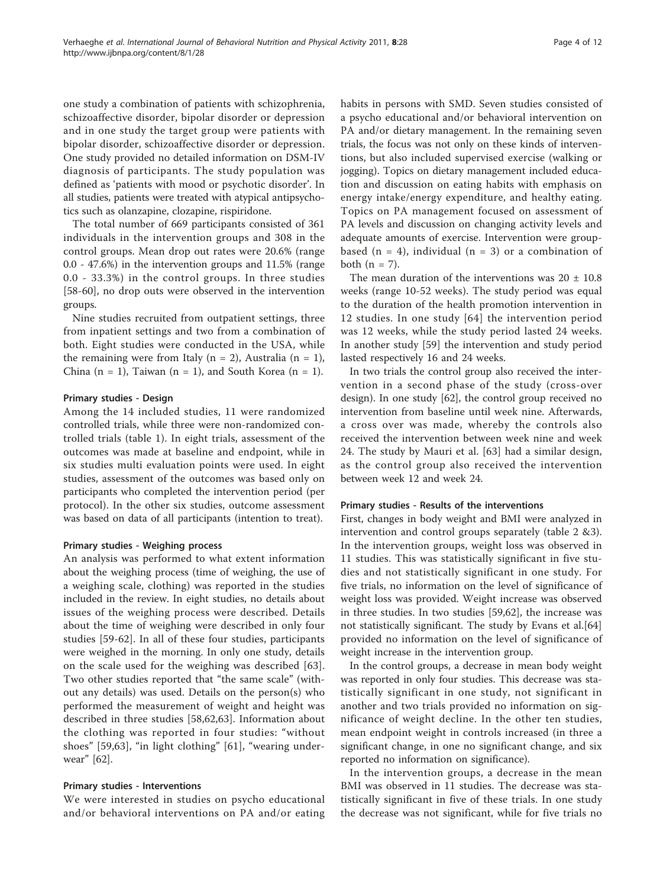one study a combination of patients with schizophrenia, schizoaffective disorder, bipolar disorder or depression and in one study the target group were patients with bipolar disorder, schizoaffective disorder or depression. One study provided no detailed information on DSM-IV diagnosis of participants. The study population was defined as 'patients with mood or psychotic disorder'. In all studies, patients were treated with atypical antipsychotics such as olanzapine, clozapine, rispiridone.

The total number of 669 participants consisted of 361 individuals in the intervention groups and 308 in the control groups. Mean drop out rates were 20.6% (range 0.0 - 47.6%) in the intervention groups and 11.5% (range 0.0 - 33.3%) in the control groups. In three studies [58-60], no drop outs were observed in the intervention groups.

Nine studies recruited from outpatient settings, three from inpatient settings and two from a combination of both. Eight studies were conducted in the USA, while the remaining were from Italy (n = 2), Australia (n = 1), China (n = 1), Taiwan (n = 1), and South Korea (n = 1).

### Primary studies - Design

Among the 14 included studies, 11 were randomized controlled trials, while three were non-randomized controlled trials (table 1). In eight trials, assessment of the outcomes was made at baseline and endpoint, while in six studies multi evaluation points were used. In eight studies, assessment of the outcomes was based only on participants who completed the intervention period (per protocol). In the other six studies, outcome assessment was based on data of all participants (intention to treat).

### Primary studies - Weighing process

An analysis was performed to what extent information about the weighing process (time of weighing, the use of a weighing scale, clothing) was reported in the studies included in the review. In eight studies, no details about issues of the weighing process were described. Details about the time of weighing were described in only four studies [59-62]. In all of these four studies, participants were weighed in the morning. In only one study, details on the scale used for the weighing was described [63]. Two other studies reported that "the same scale" (without any details) was used. Details on the person(s) who performed the measurement of weight and height was described in three studies [58,62,63]. Information about the clothing was reported in four studies: "without shoes" [59,63], "in light clothing" [61], "wearing underwear" [62].

### Primary studies - Interventions

We were interested in studies on psycho educational and/or behavioral interventions on PA and/or eating habits in persons with SMD. Seven studies consisted of a psycho educational and/or behavioral intervention on PA and/or dietary management. In the remaining seven trials, the focus was not only on these kinds of interventions, but also included supervised exercise (walking or jogging). Topics on dietary management included education and discussion on eating habits with emphasis on energy intake/energy expenditure, and healthy eating. Topics on PA management focused on assessment of PA levels and discussion on changing activity levels and adequate amounts of exercise. Intervention were group-based (n = 4), individual (n = 3) or a combination of both (n = 7).

The mean duration of the interventions was 20 ± 10.8 weeks (range 10-52 weeks). The study period was equal to the duration of the health promotion intervention in 12 studies. In one study [64] the intervention period was 12 weeks, while the study period lasted 24 weeks. In another study [59] the intervention and study period lasted respectively 16 and 24 weeks.

In two trials the control group also received the intervention in a second phase of the study (cross-over design). In one study [62], the control group received no intervention from baseline until week nine. Afterwards, a cross over was made, whereby the controls also received the intervention between week nine and week 24. The study by Mauri et al. [63] had a similar design, as the control group also received the intervention between week 12 and week 24.

### Primary studies - Results of the interventions

First, changes in body weight and BMI were analyzed in intervention and control groups separately (table 2 &3). In the intervention groups, weight loss was observed in 11 studies. This was statistically significant in five studies and not statistically significant in one study. For five trials, no information on the level of significance of weight loss was provided. Weight increase was observed in three studies. In two studies [59,62], the increase was not statistically significant. The study by Evans et al.[64] provided no information on the level of significance of weight increase in the intervention group.

In the control groups, a decrease in mean body weight was reported in only four studies. This decrease was statistically significant in one study, not significant in another and two trials provided no information on significance of weight decline. In the other ten studies, mean endpoint weight in controls increased (in three a significant change, in one no significant change, and six reported no information on significance).

In the intervention groups, a decrease in the mean BMI was observed in 11 studies. The decrease was statistically significant in five of these trials. In one study the decrease was not significant, while for five trials no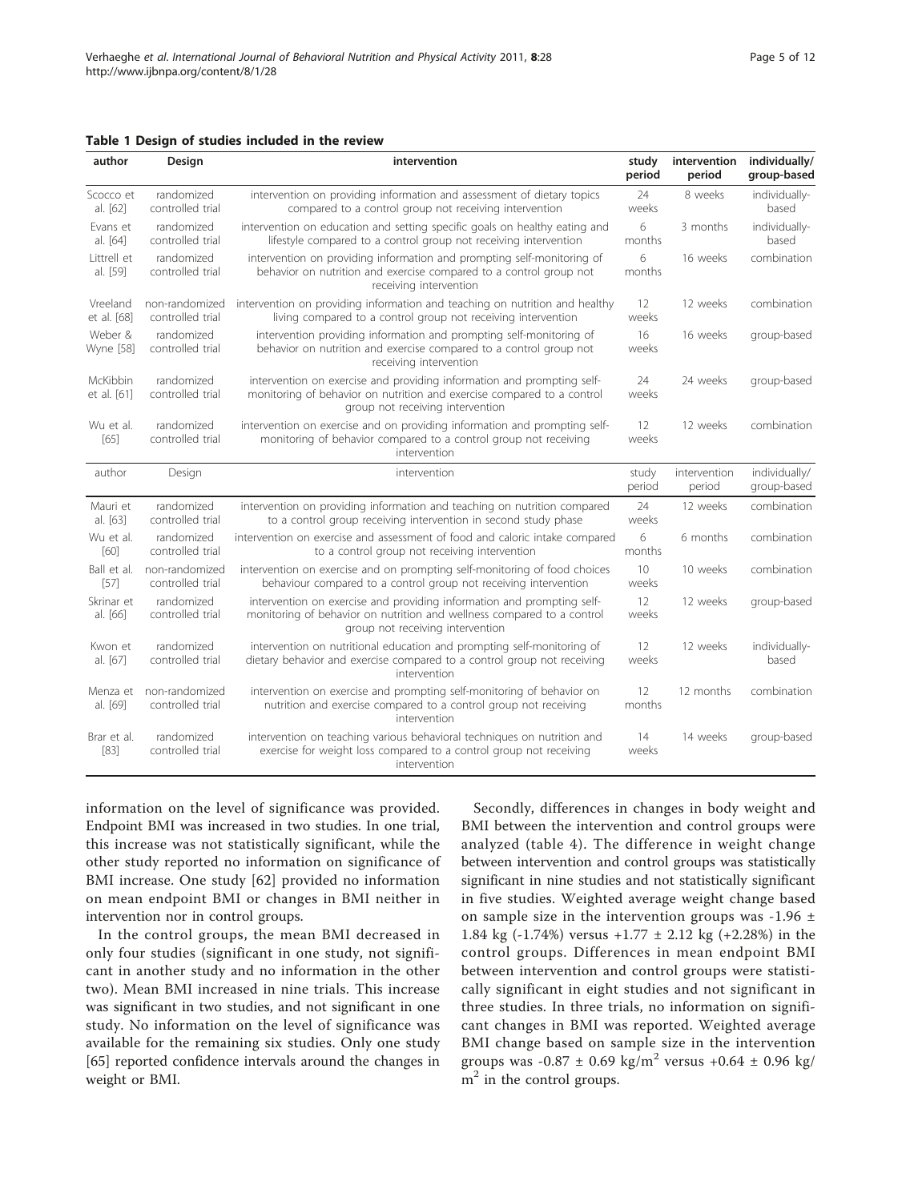**Table 1 Design of studies included in the review**

| author | Design | intervention | study period | intervention period | individually/ group-based |
|---|---|---|---|---|---|
| Scocco et al. [62] | randomized controlled trial | intervention on providing information and assessment of dietary topics compared to a control group not receiving intervention | 24 weeks | 8 weeks | individually-based |
| Evans et al. [64] | randomized controlled trial | intervention on education and setting specific goals on healthy eating and lifestyle compared to a control group not receiving intervention | 6 months | 3 months | individually-based |
| Littrell et al. [59] | randomized controlled trial | intervention on providing information and prompting self-monitoring of behavior on nutrition and exercise compared to a control group not receiving intervention | 6 months | 16 weeks | combination |
| Vreeland et al. [68] | non-randomized controlled trial | intervention on providing information and teaching on nutrition and healthy living compared to a control group not receiving intervention | 12 weeks | 12 weeks | combination |
| Weber & Wyne [58] | randomized controlled trial | intervention providing information and prompting self-monitoring of behavior on nutrition and exercise compared to a control group not receiving intervention | 16 weeks | 16 weeks | group-based |
| McKibbin et al. [61] | randomized controlled trial | intervention on exercise and providing information and prompting self-monitoring of behavior on nutrition and exercise compared to a control group not receiving intervention | 24 weeks | 24 weeks | group-based |
| Wu et al. [65] | randomized controlled trial | intervention on exercise and on providing information and prompting self-monitoring of behavior compared to a control group not receiving intervention | 12 weeks | 12 weeks | combination |
| Mauri et al. [63] | randomized controlled trial | intervention on providing information and teaching on nutrition compared to a control group receiving intervention in second study phase | 24 weeks | 12 weeks | combination |
| Wu et al. [60] | randomized controlled trial | intervention on exercise and assessment of food and caloric intake compared to a control group not receiving intervention | 6 months | 6 months | combination |
| Ball et al. [57] | non-randomized controlled trial | intervention on exercise and on prompting self-monitoring of food choices behaviour compared to a control group not receiving intervention | 10 weeks | 10 weeks | combination |
| Skrinar et al. [66] | randomized controlled trial | intervention on exercise and providing information and prompting self-monitoring of behavior on nutrition and wellness compared to a control group not receiving intervention | 12 weeks | 12 weeks | group-based |
| Kwon et al. [67] | randomized controlled trial | intervention on nutritional education and prompting self-monitoring of dietary behavior and exercise compared to a control group not receiving intervention | 12 weeks | 12 weeks | individually-based |
| Menza et al. [69] | non-randomized controlled trial | intervention on exercise and prompting self-monitoring of behavior on nutrition and exercise compared to a control group not receiving intervention | 12 months | 12 months | combination |
| Brar et al. [83] | randomized controlled trial | intervention on teaching various behavioral techniques on nutrition and exercise for weight loss compared to a control group not receiving intervention | 14 weeks | 14 weeks | group-based |

information on the level of significance was provided. Endpoint BMI was increased in two studies. In one trial, this increase was not statistically significant, while the other study reported no information on significance of BMI increase. One study [62] provided no information on mean endpoint BMI or changes in BMI neither in intervention nor in control groups.

In the control groups, the mean BMI decreased in only four studies (significant in one study, not significant in another study and no information in the other two). Mean BMI increased in nine trials. This increase was significant in two studies, and not significant in one study. No information on the level of significance was available for the remaining six studies. Only one study [65] reported confidence intervals around the changes in weight or BMI.

Secondly, differences in changes in body weight and BMI between the intervention and control groups were analyzed (table 4). The difference in weight change between intervention and control groups was statistically significant in nine studies and not statistically significant in five studies. Weighted average weight change based on sample size in the intervention groups was -1.96 ± 1.84 kg (-1.74%) versus +1.77 ± 2.12 kg (+2.28%) in the control groups. Differences in mean endpoint BMI between intervention and control groups were statistically significant in eight studies and not significant in three studies. In three trials, no information on significant changes in BMI was reported. Weighted average BMI change based on sample size in the intervention groups was -0.87 ± 0.69 $kg/m^2$ versus +0.64 ± 0.96 $kg/m^2$ in the control groups.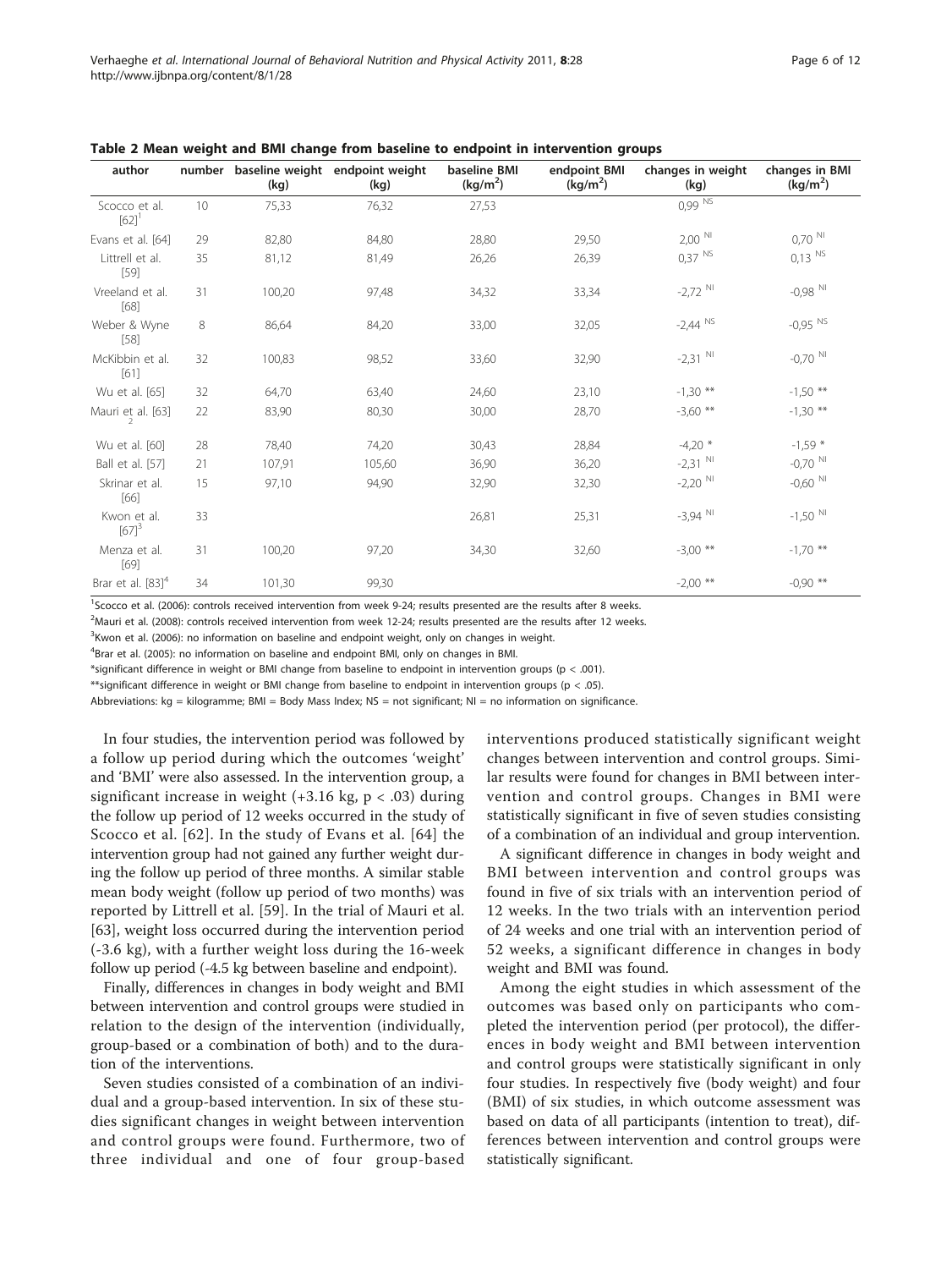**Table 2 Mean weight and BMI change from baseline to endpoint in intervention groups**

| author | number | baseline weight (kg) | endpoint weight (kg) | baseline BMI (kg/m²) | endpoint BMI (kg/m²) | changes in weight (kg) | changes in BMI (kg/m²) |
|---|---|---|---|---|---|---|---|
| Scocco et al. [62][1] | 10 | 75,33 | 76,32 | 27,53 | | 0,99 NS | |
| Evans et al. [64] | 29 | 82,80 | 84,80 | 28,80 | 29,50 | 2,00 NI | 0,70 NI |
| Littrell et al. [59] | 35 | 81,12 | 81,49 | 26,26 | 26,39 | 0,37 NS | 0,13 NS |
| Vreeland et al. [68] | 31 | 100,20 | 97,48 | 34,32 | 33,34 | -2,72 NI | -0,98 NI |
| Weber & Wyne [58] | 8 | 86,64 | 84,20 | 33,00 | 32,05 | -2,44 NS | -0,95 NS |
| McKibbin et al. [61] | 32 | 100,83 | 98,52 | 33,60 | 32,90 | -2,31 NI | -0,70 NI |
| Wu et al. [65] | 32 | 64,70 | 63,40 | 24,60 | 23,10 | -1,30 ** | -1,50 ** |
| Mauri et al. [63][2] | 22 | 83,90 | 80,30 | 30,00 | 28,70 | -3,60 ** | -1,30 ** |
| Wu et al. [60] | 28 | 78,40 | 74,20 | 30,43 | 28,84 | -4,20 * | -1,59 * |
| Ball et al. [57] | 21 | 107,91 | 105,60 | 36,90 | 36,20 | -2,31 NI | -0,70 NI |
| Skrinar et al. [66] | 15 | 97,10 | 94,90 | 32,90 | 32,30 | -2,20 NI | -0,60 NI |
| Kwon et al. [67][3] | 33 | | | 26,81 | 25,31 | -3,94 NI | -1,50 NI |
| Menza et al. [69] | 31 | 100,20 | 97,20 | 34,30 | 32,60 | -3,00 ** | -1,70 ** |
| Brar et al. [83][4] | 34 | 101,30 | 99,30 | | | -2,00 ** | -0,90 ** |

[1]Scocco et al. (2006): controls received intervention from week 9-24; results presented are the results after 8 weeks.

[2]Mauri et al. (2008): controls received intervention from week 12-24; results presented are the results after 12 weeks.

[3]Kwon et al. (2006): no information on baseline and endpoint weight, only on changes in weight.

[4]Brar et al. (2005): no information on baseline and endpoint BMI, only on changes in BMI.

*significant difference in weight or BMI change from baseline to endpoint in intervention groups ($p < .001$).

**significant difference in weight or BMI change from baseline to endpoint in intervention groups ($p < .05$).

Abbreviations: kg = kilogramme; BMI = Body Mass Index; NS = not significant; NI = no information on significance.

In four studies, the intervention period was followed by a follow up period during which the outcomes 'weight' and 'BMI' were also assessed. In the intervention group, a significant increase in weight (+3.16 kg, $p < .03$) during the follow up period of 12 weeks occurred in the study of Scocco et al. [62]. In the study of Evans et al. [64] the intervention group had not gained any further weight during the follow up period of three months. A similar stable mean body weight (follow up period of two months) was reported by Littrell et al. [59]. In the trial of Mauri et al. [63], weight loss occurred during the intervention period (-3.6 kg), with a further weight loss during the 16-week follow up period (-4.5 kg between baseline and endpoint).

Finally, differences in changes in body weight and BMI between intervention and control groups were studied in relation to the design of the intervention (individually, group-based or a combination of both) and to the duration of the interventions.

Seven studies consisted of a combination of an individual and a group-based intervention. In six of these studies significant changes in weight between intervention and control groups were found. Furthermore, two of three individual and one of four group-based interventions produced statistically significant weight changes between intervention and control groups. Similar results were found for changes in BMI between intervention and control groups. Changes in BMI were statistically significant in five of seven studies consisting of a combination of an individual and group intervention.

A significant difference in changes in body weight and BMI between intervention and control groups was found in five of six trials with an intervention period of 12 weeks. In the two trials with an intervention period of 24 weeks and one trial with an intervention period of 52 weeks, a significant difference in changes in body weight and BMI was found.

Among the eight studies in which assessment of the outcomes was based only on participants who completed the intervention period (per protocol), the differences in body weight and BMI between intervention and control groups were statistically significant in only four studies. In respectively five (body weight) and four (BMI) of six studies, in which outcome assessment was based on data of all participants (intention to treat), differences between intervention and control groups were statistically significant.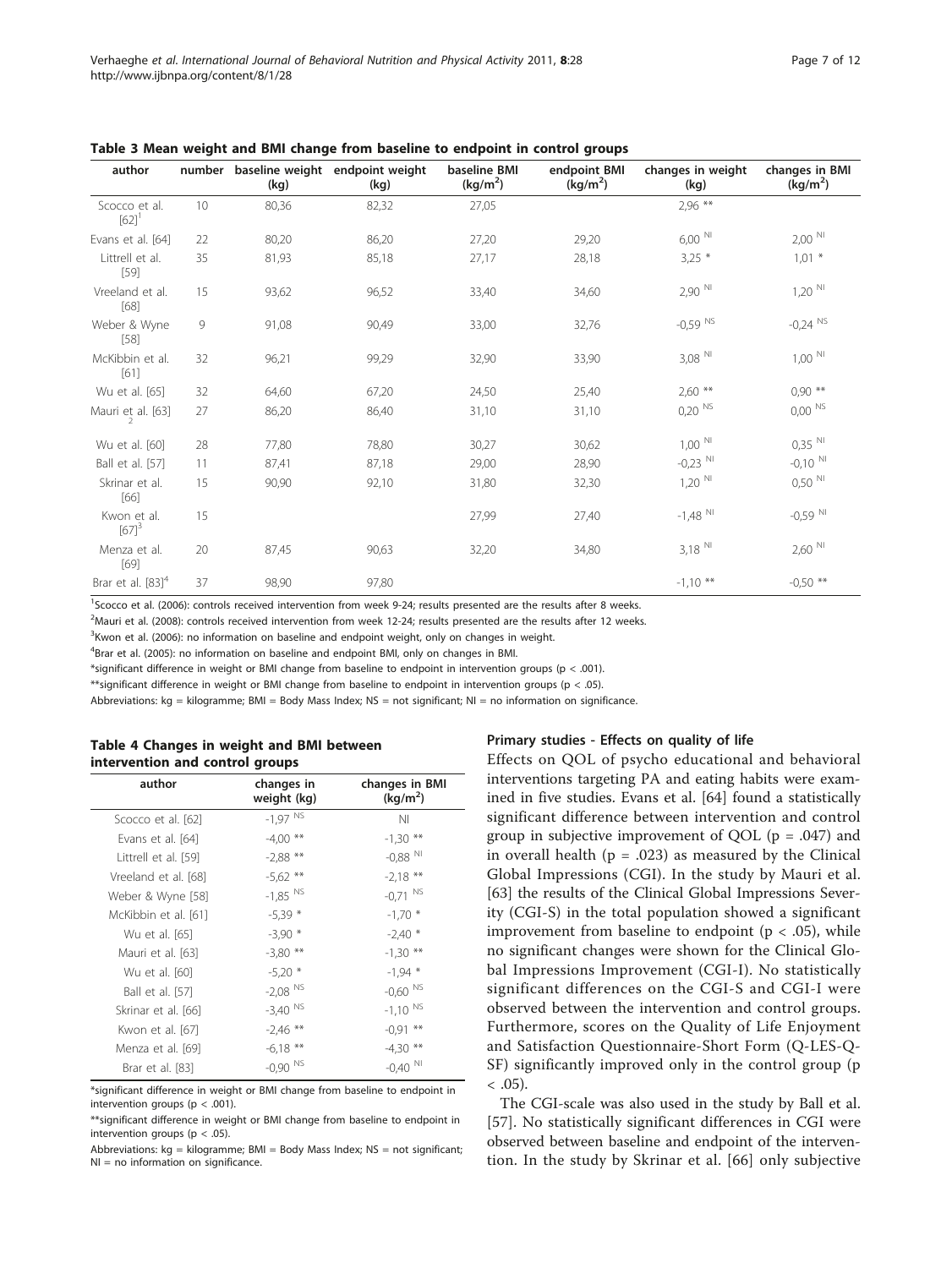**Table 3 Mean weight and BMI change from baseline to endpoint in control groups**

| author | number | baseline weight (kg) | endpoint weight (kg) | baseline BMI ($kg/m^2$) | endpoint BMI ($kg/m^2$) | changes in weight (kg) | changes in BMI ($kg/m^2$) |
|---|---|---|---|---|---|---|---|
| Scocco et al. [62][1] | 10 | 80,36 | 82,32 | 27,05 | | 2,96 ** | |
| Evans et al. [64] | 22 | 80,20 | 86,20 | 27,20 | 29,20 | 6,00 NI | 2,00 NI |
| Littrell et al. [59] | 35 | 81,93 | 85,18 | 27,17 | 28,18 | 3,25 * | 1,01 * |
| Vreeland et al. [68] | 15 | 93,62 | 96,52 | 33,40 | 34,60 | 2,90 NI | 1,20 NI |
| Weber & Wyne [58] | 9 | 91,08 | 90,49 | 33,00 | 32,76 | -0,59 NS | -0,24 NS |
| McKibbin et al. [61] | 32 | 96,21 | 99,29 | 32,90 | 33,90 | 3,08 NI | 1,00 NI |
| Wu et al. [65] | 32 | 64,60 | 67,20 | 24,50 | 25,40 | 2,60 ** | 0,90 ** |
| Mauri et al. [63][2] | 27 | 86,20 | 86,40 | 31,10 | 31,10 | 0,20 NS | 0,00 NS |
| Wu et al. [60] | 28 | 77,80 | 78,80 | 30,27 | 30,62 | 1,00 NI | 0,35 NI |
| Ball et al. [57] | 11 | 87,41 | 87,18 | 29,00 | 28,90 | -0,23 NI | -0,10 NI |
| Skrinar et al. [66] | 15 | 90,90 | 92,10 | 31,80 | 32,30 | 1,20 NI | 0,50 NI |
| Kwon et al. [67][3] | 15 | | | 27,99 | 27,40 | -1,48 NI | -0,59 NI |
| Menza et al. [69] | 20 | 87,45 | 90,63 | 32,20 | 34,80 | 3,18 NI | 2,60 NI |
| Brar et al. [83][4] | 37 | 98,90 | 97,80 | | | -1,10 ** | -0,50 ** |

[1]Scocco et al. (2006): controls received intervention from week 9-24; results presented are the results after 8 weeks.

[2]Mauri et al. (2008): controls received intervention from week 12-24; results presented are the results after 12 weeks.

[3]Kwon et al. (2006): no information on baseline and endpoint weight, only on changes in weight.

[4]Brar et al. (2005): no information on baseline and endpoint BMI, only on changes in BMI.

*significant difference in weight or BMI change from baseline to endpoint in intervention groups ($p < .001$).

**significant difference in weight or BMI change from baseline to endpoint in intervention groups ($p < .05$).

Abbreviations: kg = kilogramme; BMI = Body Mass Index; NS = not significant; NI = no information on significance.

**Table 4 Changes in weight and BMI between intervention and control groups**

| author | changes in weight (kg) | changes in BMI ($kg/m^2$) |
|---|---|---|
| Scocco et al. [62] | -1,97 NS | NI |
| Evans et al. [64] | -4,00 ** | -1,30 ** |
| Littrell et al. [59] | -2,88 ** | -0,88 NI |
| Vreeland et al. [68] | -5,62 ** | -2,18 ** |
| Weber & Wyne [58] | -1,85 NS | -0,71 NS |
| McKibbin et al. [61] | -5,39 * | -1,70 * |
| Wu et al. [65] | -3,90 * | -2,40 * |
| Mauri et al. [63] | -3,80 ** | -1,30 ** |
| Wu et al. [60] | -5,20 * | -1,94 * |
| Ball et al. [57] | -2,08 NS | -0,60 NS |
| Skrinar et al. [66] | -3,40 NS | -1,10 NS |
| Kwon et al. [67] | -2,46 ** | -0,91 ** |
| Menza et al. [69] | -6,18 ** | -4,30 ** |
| Brar et al. [83] | -0,90 NS | -0,40 NI |

*significant difference in weight or BMI change from baseline to endpoint in intervention groups ($p < .001$).

**significant difference in weight or BMI change from baseline to endpoint in intervention groups ($p < .05$).

Abbreviations: kg = kilogramme; BMI = Body Mass Index; NS = not significant; NI = no information on significance.

### Primary studies - Effects on quality of life

Effects on QOL of psycho educational and behavioral interventions targeting PA and eating habits were examined in five studies. Evans et al. [64] found a statistically significant difference between intervention and control group in subjective improvement of QOL ($p = .047$) and in overall health ($p = .023$) as measured by the Clinical Global Impressions (CGI). In the study by Mauri et al. [63] the results of the Clinical Global Impressions Severity (CGI-S) in the total population showed a significant improvement from baseline to endpoint ($p < .05$), while no significant changes were shown for the Clinical Global Impressions Improvement (CGI-I). No statistically significant differences on the CGI-S and CGI-I were observed between the intervention and control groups. Furthermore, scores on the Quality of Life Enjoyment and Satisfaction Questionnaire-Short Form (Q-LES-Q-SF) significantly improved only in the control group ($p < .05$).

The CGI-scale was also used in the study by Ball et al. [57]. No statistically significant differences in CGI were observed between baseline and endpoint of the intervention. In the study by Skrinar et al. [66] only subjective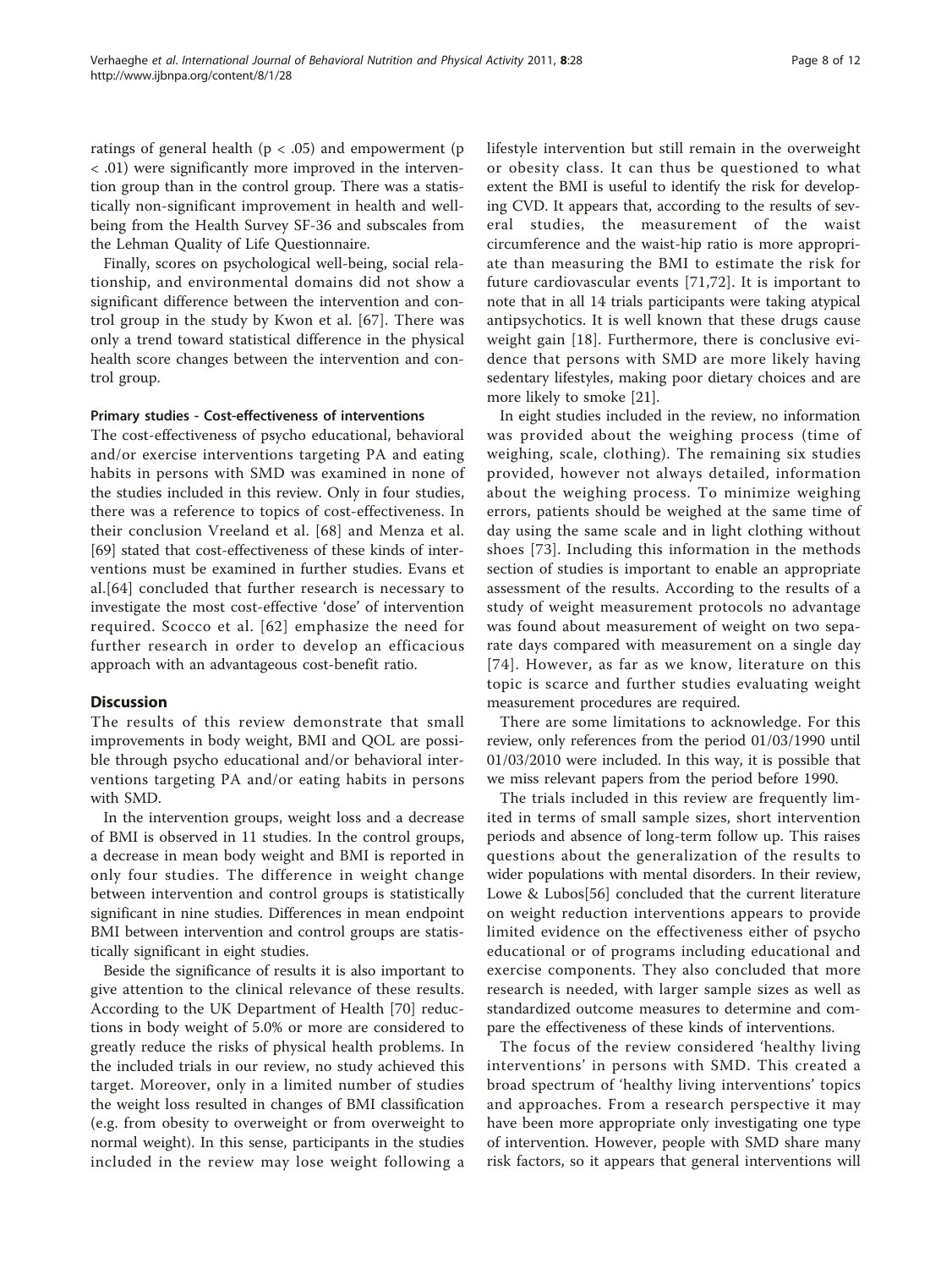ratings of general health ($p < .05$) and empowerment ($p < .01$) were significantly more improved in the intervention group than in the control group. There was a statistically non-significant improvement in health and well-being from the Health Survey SF-36 and subscales from the Lehman Quality of Life Questionnaire.

Finally, scores on psychological well-being, social relationship, and environmental domains did not show a significant difference between the intervention and control group in the study by Kwon et al. [67]. There was only a trend toward statistical difference in the physical health score changes between the intervention and control group.

#### Primary studies - Cost-effectiveness of interventions

The cost-effectiveness of psycho educational, behavioral and/or exercise interventions targeting PA and eating habits in persons with SMD was examined in none of the studies included in this review. Only in four studies, there was a reference to topics of cost-effectiveness. In their conclusion Vreeland et al. [68] and Menza et al. [69] stated that cost-effectiveness of these kinds of interventions must be examined in further studies. Evans et al.[64] concluded that further research is necessary to investigate the most cost-effective 'dose' of intervention required. Scocco et al. [62] emphasize the need for further research in order to develop an efficacious approach with an advantageous cost-benefit ratio.

## Discussion

The results of this review demonstrate that small improvements in body weight, BMI and QOL are possible through psycho educational and/or behavioral interventions targeting PA and/or eating habits in persons with SMD.

In the intervention groups, weight loss and a decrease of BMI is observed in 11 studies. In the control groups, a decrease in mean body weight and BMI is reported in only four studies. The difference in weight change between intervention and control groups is statistically significant in nine studies. Differences in mean endpoint BMI between intervention and control groups are statistically significant in eight studies.

Beside the significance of results it is also important to give attention to the clinical relevance of these results. According to the UK Department of Health [70] reductions in body weight of 5.0% or more are considered to greatly reduce the risks of physical health problems. In the included trials in our review, no study achieved this target. Moreover, only in a limited number of studies the weight loss resulted in changes of BMI classification (e.g. from obesity to overweight or from overweight to normal weight). In this sense, participants in the studies included in the review may lose weight following a lifestyle intervention but still remain in the overweight or obesity class. It can thus be questioned to what extent the BMI is useful to identify the risk for developing CVD. It appears that, according to the results of several studies, the measurement of the waist circumference and the waist-hip ratio is more appropriate than measuring the BMI to estimate the risk for future cardiovascular events [71,72]. It is important to note that in all 14 trials participants were taking atypical antipsychotics. It is well known that these drugs cause weight gain [18]. Furthermore, there is conclusive evidence that persons with SMD are more likely having sedentary lifestyles, making poor dietary choices and are more likely to smoke [21].

In eight studies included in the review, no information was provided about the weighing process (time of weighing, scale, clothing). The remaining six studies provided, however not always detailed, information about the weighing process. To minimize weighing errors, patients should be weighed at the same time of day using the same scale and in light clothing without shoes [73]. Including this information in the methods section of studies is important to enable an appropriate assessment of the results. According to the results of a study of weight measurement protocols no advantage was found about measurement of weight on two separate days compared with measurement on a single day [74]. However, as far as we know, literature on this topic is scarce and further studies evaluating weight measurement procedures are required.

There are some limitations to acknowledge. For this review, only references from the period 01/03/1990 until 01/03/2010 were included. In this way, it is possible that we miss relevant papers from the period before 1990.

The trials included in this review are frequently limited in terms of small sample sizes, short intervention periods and absence of long-term follow up. This raises questions about the generalization of the results to wider populations with mental disorders. In their review, Lowe & Lubos[56] concluded that the current literature on weight reduction interventions appears to provide limited evidence on the effectiveness either of psycho educational or of programs including educational and exercise components. They also concluded that more research is needed, with larger sample sizes as well as standardized outcome measures to determine and compare the effectiveness of these kinds of interventions.

The focus of the review considered 'healthy living interventions' in persons with SMD. This created a broad spectrum of 'healthy living interventions' topics and approaches. From a research perspective it may have been more appropriate only investigating one type of intervention. However, people with SMD share many risk factors, so it appears that general interventions will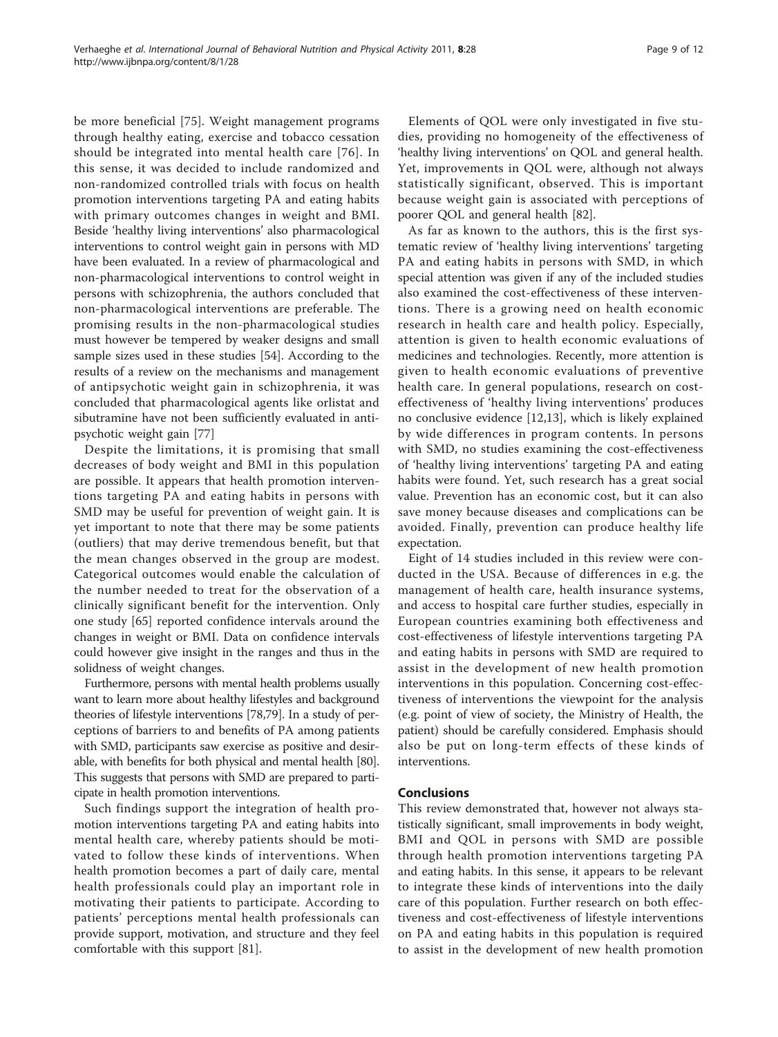be more beneficial [75]. Weight management programs through healthy eating, exercise and tobacco cessation should be integrated into mental health care [76]. In this sense, it was decided to include randomized and non-randomized controlled trials with focus on health promotion interventions targeting PA and eating habits with primary outcomes changes in weight and BMI. Beside 'healthy living interventions' also pharmacological interventions to control weight gain in persons with MD have been evaluated. In a review of pharmacological and non-pharmacological interventions to control weight in persons with schizophrenia, the authors concluded that non-pharmacological interventions are preferable. The promising results in the non-pharmacological studies must however be tempered by weaker designs and small sample sizes used in these studies [54]. According to the results of a review on the mechanisms and management of antipsychotic weight gain in schizophrenia, it was concluded that pharmacological agents like orlistat and sibutramine have not been sufficiently evaluated in antipsychotic weight gain [77]

Despite the limitations, it is promising that small decreases of body weight and BMI in this population are possible. It appears that health promotion interventions targeting PA and eating habits in persons with SMD may be useful for prevention of weight gain. It is yet important to note that there may be some patients (outliers) that may derive tremendous benefit, but that the mean changes observed in the group are modest. Categorical outcomes would enable the calculation of the number needed to treat for the observation of a clinically significant benefit for the intervention. Only one study [65] reported confidence intervals around the changes in weight or BMI. Data on confidence intervals could however give insight in the ranges and thus in the solidness of weight changes.

Furthermore, persons with mental health problems usually want to learn more about healthy lifestyles and background theories of lifestyle interventions [78,79]. In a study of perceptions of barriers to and benefits of PA among patients with SMD, participants saw exercise as positive and desirable, with benefits for both physical and mental health [80]. This suggests that persons with SMD are prepared to participate in health promotion interventions.

Such findings support the integration of health promotion interventions targeting PA and eating habits into mental health care, whereby patients should be motivated to follow these kinds of interventions. When health promotion becomes a part of daily care, mental health professionals could play an important role in motivating their patients to participate. According to patients' perceptions mental health professionals can provide support, motivation, and structure and they feel comfortable with this support [81].

Elements of QOL were only investigated in five studies, providing no homogeneity of the effectiveness of 'healthy living interventions' on QOL and general health. Yet, improvements in QOL were, although not always statistically significant, observed. This is important because weight gain is associated with perceptions of poorer QOL and general health [82].

As far as known to the authors, this is the first systematic review of 'healthy living interventions' targeting PA and eating habits in persons with SMD, in which special attention was given if any of the included studies also examined the cost-effectiveness of these interventions. There is a growing need on health economic research in health care and health policy. Especially, attention is given to health economic evaluations of medicines and technologies. Recently, more attention is given to health economic evaluations of preventive health care. In general populations, research on cost-effectiveness of 'healthy living interventions' produces no conclusive evidence [12,13], which is likely explained by wide differences in program contents. In persons with SMD, no studies examining the cost-effectiveness of 'healthy living interventions' targeting PA and eating habits were found. Yet, such research has a great social value. Prevention has an economic cost, but it can also save money because diseases and complications can be avoided. Finally, prevention can produce healthy life expectation.

Eight of 14 studies included in this review were conducted in the USA. Because of differences in e.g. the management of health care, health insurance systems, and access to hospital care further studies, especially in European countries examining both effectiveness and cost-effectiveness of lifestyle interventions targeting PA and eating habits in persons with SMD are required to assist in the development of new health promotion interventions in this population. Concerning cost-effectiveness of interventions the viewpoint for the analysis (e.g. point of view of society, the Ministry of Health, the patient) should be carefully considered. Emphasis should also be put on long-term effects of these kinds of interventions.

## Conclusions

This review demonstrated that, however not always statistically significant, small improvements in body weight, BMI and QOL in persons with SMD are possible through health promotion interventions targeting PA and eating habits. In this sense, it appears to be relevant to integrate these kinds of interventions into the daily care of this population. Further research on both effectiveness and cost-effectiveness of lifestyle interventions on PA and eating habits in this population is required to assist in the development of new health promotion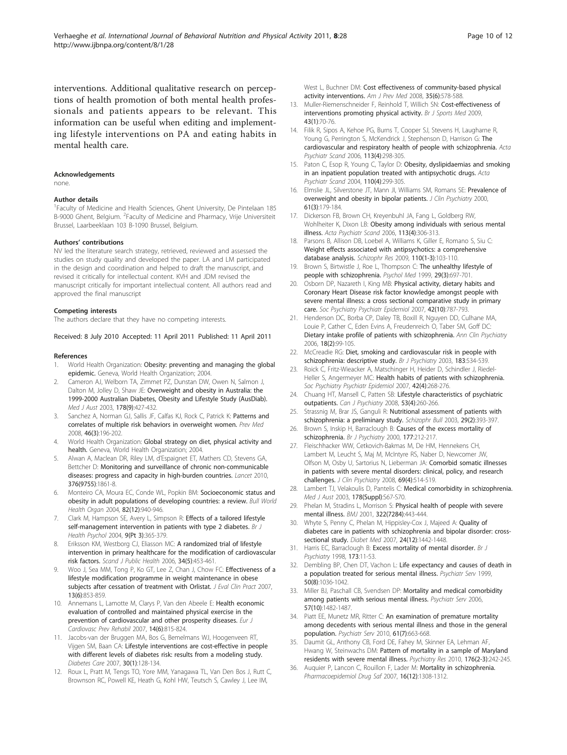interventions. Additional qualitative research on perceptions of health promotion of both mental health professionals and patients appears to be relevant. This information can be useful when editing and implementing lifestyle interventions on PA and eating habits in mental health care.

### Acknowledgements

none.

### Author details

[1]Faculty of Medicine and Health Sciences, Ghent University, De Pintelaan 185 B-9000 Ghent, Belgium. [2]Faculty of Medicine and Pharmacy, Vrije Universiteit Brussel, Laarbeeklaan 103 B-1090 Brussel, Belgium.

### Authors' contributions

NV led the literature search strategy, retrieved, reviewed and assessed the studies on study quality and developed the paper. LA and LM participated in the design and coordination and helped to draft the manuscript, and revised it critically for intellectual content. KVH and JDM revised the manuscript critically for important intellectual content. All authors read and approved the final manuscript

### Competing interests

The authors declare that they have no competing interests.

Received: 8 July 2010 Accepted: 11 April 2011 Published: 11 April 2011

### References

1. World Health Organization: **Obesity: preventing and managing the global epidemic.** Geneva, World Health Organization; 2004.
2. Cameron AJ, Welborn TA, Zimmet PZ, Dunstan DW, Owen N, Salmon J, Dalton M, Jolley D, Shaw JE: **Overweight and obesity in Australia: the 1999-2000 Australian Diabetes, Obesity and Lifestyle Study (AusDiab).** *Med J Aust* 2003, **178(9)**:427-432.
3. Sanchez A, Norman GJ, Sallis JF, Calfas KJ, Rock C, Patrick K: **Patterns and correlates of multiple risk behaviors in overweight women.** *Prev Med* 2008, **46(3)**:196-202.
4. World Health Organization: **Global strategy on diet, physical activity and health.** Geneva, World Health Organization; 2004.
5. Alwan A, Maclean DR, Riley LM, d'Espaignet ET, Mathers CD, Stevens GA, Bettcher D: **Monitoring and surveillance of chronic non-communicable diseases: progress and capacity in high-burden countries.** *Lancet* 2010, **376(9755)**:1861-8.
6. Monteiro CA, Moura EC, Conde WL, Popkin BM: **Socioeconomic status and obesity in adult populations of developing countries: a review.** *Bull World Health Organ* 2004, **82(12)**:940-946.
7. Clark M, Hampson SE, Avery L, Simpson R: **Effects of a tailored lifestyle self-management intervention in patients with type 2 diabetes.** *Br J Health Psychol* 2004, **9(Pt 3)**:365-379.
8. Eriksson KM, Westborg CJ, Eliasson MC: **A randomized trial of lifestyle intervention in primary healthcare for the modification of cardiovascular risk factors.** *Scand J Public Health* 2006, **34(5)**:453-461.
9. Woo J, Sea MM, Tong P, Ko GT, Lee Z, Chan J, Chow FC: **Effectiveness of a lifestyle modification programme in weight maintenance in obese subjects after cessation of treatment with Orlistat.** *J Eval Clin Pract* 2007, **13(6)**:853-859.
10. Annemans L, Lamotte M, Clarys P, Van den Abeele E: **Health economic evaluation of controlled and maintained physical exercise in the prevention of cardiovascular and other prosperity diseases.** *Eur J Cardiovasc Prev Rehabil* 2007, **14(6)**:815-824.
11. Jacobs-van der Bruggen MA, Bos G, Bemelmans WJ, Hoogenveen RT, Vijgen SM, Baan CA: **Lifestyle interventions are cost-effective in people with different levels of diabetes risk: results from a modeling study.** *Diabetes Care* 2007, **30(1)**:128-134.
12. Roux L, Pratt M, Tengs TO, Yore MM, Yanagawa TL, Van Den Bos J, Rutt C, Brownson RC, Powell KE, Heath G, Kohl HW, Teutsch S, Cawley J, Lee IM, West L, Buchner DM: **Cost effectiveness of community-based physical activity interventions.** *Am J Prev Med* 2008, **35(6)**:578-588.
13. Muller-Riemenschneider F, Reinhold T, Willich SN: **Cost-effectiveness of interventions promoting physical activity.** *Br J Sports Med* 2009, **43(1)**:70-76.
14. Filik R, Sipos A, Kehoe PG, Burns T, Cooper SJ, Stevens H, Laugharne R, Young G, Perrington S, McKendrick J, Stephenson D, Harrison G: **The cardiovascular and respiratory health of people with schizophrenia.** *Acta Psychiatr Scand* 2006, **113(4)**:298-305.
15. Paton C, Esop R, Young C, Taylor D: **Obesity, dyslipidaemias and smoking in an inpatient population treated with antipsychotic drugs.** *Acta Psychiatr Scand* 2004, **110(4)**:299-305.
16. Elmslie JL, Silverstone JT, Mann JI, Williams SM, Romans SE: **Prevalence of overweight and obesity in bipolar patients.** *J Clin Psychiatry* 2000, **61(3)**:179-184.
17. Dickerson FB, Brown CH, Kreyenbuhl JA, Fang L, Goldberg RW, Wohlheiter K, Dixon LB: **Obesity among individuals with serious mental illness.** *Acta Psychiatr Scand* 2006, **113(4)**:306-313.
18. Parsons B, Allison DB, Loebel A, Williams K, Giller E, Romano S, Siu C: **Weight effects associated with antipsychotics: a comprehensive database analysis.** *Schizophr Res* 2009, **110(1-3)**:103-110.
19. Brown S, Birtwistle J, Roe L, Thompson C: **The unhealthy lifestyle of people with schizophrenia.** *Psychol Med* 1999, **29(3)**:697-701.
20. Osborn DP, Nazareth I, King MB: **Physical activity, dietary habits and Coronary Heart Disease risk factor knowledge amongst people with severe mental illness: a cross sectional comparative study in primary care.** *Soc Psychiatry Psychiatr Epidemiol* 2007, **42(10)**:787-793.
21. Henderson DC, Borba CP, Daley TB, Boxill R, Nguyen DD, Culhane MA, Louie P, Cather C, Eden Evins A, Freudenreich O, Taber SM, Goff DC: **Dietary intake profile of patients with schizophrenia.** *Ann Clin Psychiatry* 2006, **18(2)**:99-105.
22. McCreadie RG: **Diet, smoking and cardiovascular risk in people with schizophrenia: descriptive study.** *Br J Psychiatry* 2003, **183**:534-539.
23. Roick C, Fritz-Wieacker A, Matschinger H, Heider D, Schindler J, Riedel-Heller S, Angermeyer MC: **Health habits of patients with schizophrenia.** *Soc Psychiatry Psychiatr Epidemiol* 2007, **42(4)**:268-276.
24. Chuang HT, Mansell C, Patten SB: **Lifestyle characteristics of psychiatric outpatients.** *Can J Psychiatry* 2008, **53(4)**:260-266.
25. Strassnig M, Brar JS, Ganguli R: **Nutritional assessment of patients with schizophrenia: a preliminary study.** *Schizophr Bull* 2003, **29(2)**:393-397.
26. Brown S, Inskip H, Barraclough B: **Causes of the excess mortality of schizophrenia.** *Br J Psychiatry* 2000, **177**:212-217.
27. Fleischhacker WW, Cetkovich-Bakmas M, De HM, Hennekens CH, Lambert M, Leucht S, Maj M, McIntyre RS, Naber D, Newcomer JW, Olfson M, Osby U, Sartorius N, Lieberman JA: **Comorbid somatic illnesses in patients with severe mental disorders: clinical, policy, and research challenges.** *J Clin Psychiatry* 2008, **69(4)**:514-519.
28. Lambert TJ, Velakoulis D, Pantelis C: **Medical comorbidity in schizophrenia.** *Med J Aust* 2003, **178(Suppl)**:S67-S70.
29. Phelan M, Stradins L, Morrison S: **Physical health of people with severe mental illness.** *BMJ* 2001, **322(7284)**:443-444.
30. Whyte S, Penny C, Phelan M, Hippisley-Cox J, Majeed A: **Quality of diabetes care in patients with schizophrenia and bipolar disorder: cross-sectional study.** *Diabet Med* 2007, **24(12)**:1442-1448.
31. Harris EC, Barraclough B: **Excess mortality of mental disorder.** *Br J Psychiatry* 1998, **173**:11-53.
32. Dembling BP, Chen DT, Vachon L: **Life expectancy and causes of death in a population treated for serious mental illness.** *Psychiatr Serv* 1999, **50(8)**:1036-1042.
33. Miller BJ, Paschall CB, Svendsen DP: **Mortality and medical comorbidity among patients with serious mental illness.** *Psychiatr Serv* 2006, **57(10)**:1482-1487.
34. Piatt EE, Munetz MR, Ritter C: **An examination of premature mortality among decedents with serious mental illness and those in the general population.** *Psychiatr Serv* 2010, **61(7)**:663-668.
35. Daumit GL, Anthony CB, Ford DE, Fahey M, Skinner EA, Lehman AF, Hwang W, Steinwachs DM: **Pattern of mortality in a sample of Maryland residents with severe mental illness.** *Psychiatry Res* 2010, **176(2-3)**:242-245.
36. Auquier P, Lancon C, Rouillon F, Lader M: **Mortality in schizophrenia.** *Pharmacoepidemiol Drug Saf* 2007, **16(12)**:1308-1312.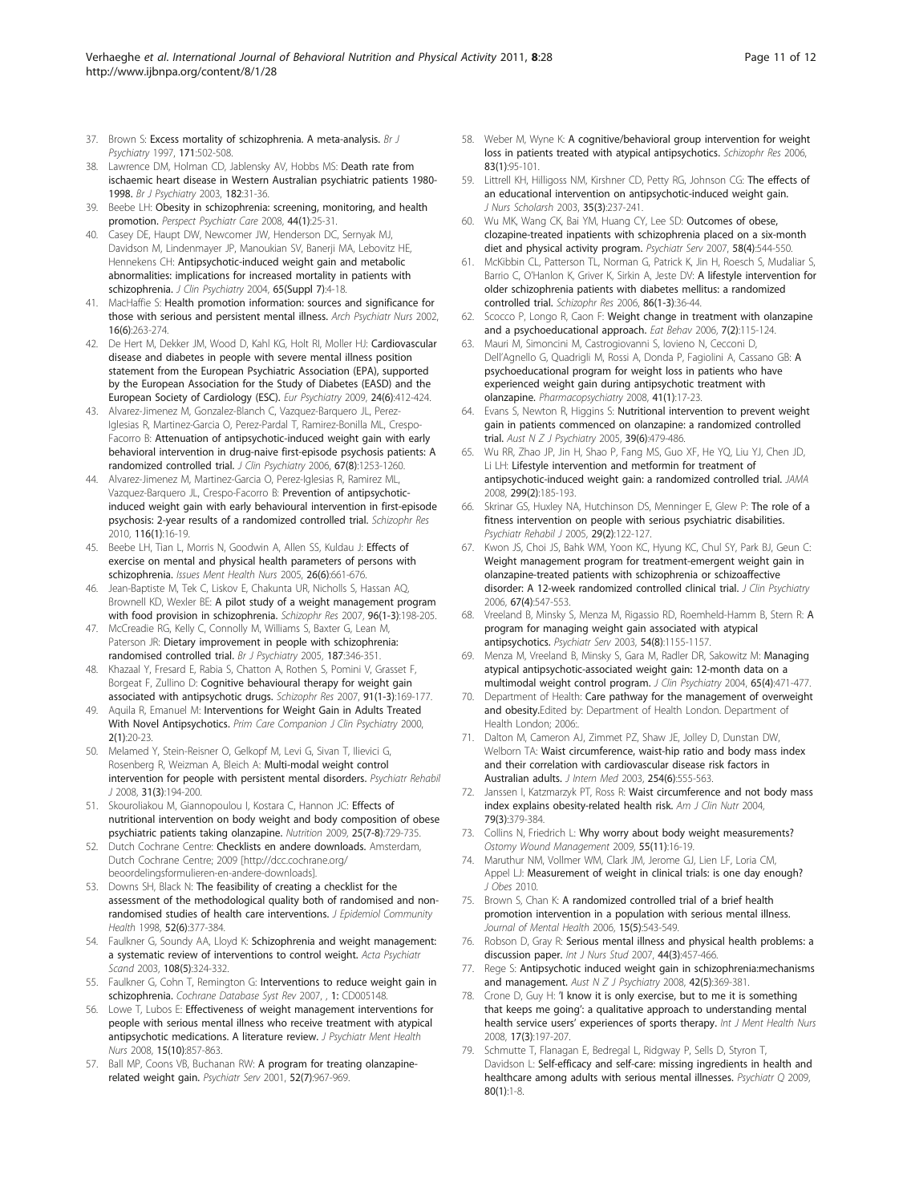37. Brown S: **Excess mortality of schizophrenia. A meta-analysis.** *Br J Psychiatry* 1997, **171**:502-508.
38. Lawrence DM, Holman CD, Jablensky AV, Hobbs MS: **Death rate from ischaemic heart disease in Western Australian psychiatric patients 1980-1998.** *Br J Psychiatry* 2003, **182**:31-36.
39. Beebe LH: **Obesity in schizophrenia: screening, monitoring, and health promotion.** *Perspect Psychiatr Care* 2008, **44(1)**:25-31.
40. Casey DE, Haupt DW, Newcomer JW, Henderson DC, Sernyak MJ, Davidson M, Lindenmayer JP, Manoukian SV, Banerji MA, Lebovitz HE, Hennekens CH: **Antipsychotic-induced weight gain and metabolic abnormalities: implications for increased mortality in patients with schizophrenia.** *J Clin Psychiatry* 2004, **65(Suppl 7)**:4-18.
41. MacHaffie S: **Health promotion information: sources and significance for those with serious and persistent mental illness.** *Arch Psychiatr Nurs* 2002, **16(6)**:263-274.
42. De Hert M, Dekker JM, Wood D, Kahl KG, Holt RI, Moller HJ: **Cardiovascular disease and diabetes in people with severe mental illness position statement from the European Psychiatric Association (EPA), supported by the European Association for the Study of Diabetes (EASD) and the European Society of Cardiology (ESC).** *Eur Psychiatry* 2009, **24(6)**:412-424.
43. Alvarez-Jimenez M, Gonzalez-Blanch C, Vazquez-Barquero JL, Perez-Iglesias R, Martinez-Garcia O, Perez-Pardal T, Ramirez-Bonilla ML, Crespo-Facorro B: **Attenuation of antipsychotic-induced weight gain with early behavioral intervention in drug-naive first-episode psychosis patients: A randomized controlled trial.** *J Clin Psychiatry* 2006, **67(8)**:1253-1260.
44. Alvarez-Jimenez M, Martinez-Garcia O, Perez-Iglesias R, Ramirez ML, Vazquez-Barquero JL, Crespo-Facorro B: **Prevention of antipsychotic-induced weight gain with early behavioural intervention in first-episode psychosis: 2-year results of a randomized controlled trial.** *Schizophr Res* 2010, **116(1)**:16-19.
45. Beebe LH, Tian L, Morris N, Goodwin A, Allen SS, Kuldau J: **Effects of exercise on mental and physical health parameters of persons with schizophrenia.** *Issues Ment Health Nurs* 2005, **26(6)**:661-676.
46. Jean-Baptiste M, Tek C, Liskov E, Chakunta UR, Nicholls S, Hassan AQ, Brownell KD, Wexler BE: **A pilot study of a weight management program with food provision in schizophrenia.** *Schizophr Res* 2007, **96(1-3)**:198-205.
47. McCreadie RG, Kelly C, Connolly M, Williams S, Baxter G, Lean M, Paterson JR: **Dietary improvement in people with schizophrenia: randomised controlled trial.** *Br J Psychiatry* 2005, **187**:346-351.
48. Khazaal Y, Fresard E, Rabia S, Chatton A, Rothen S, Pomini V, Grasset F, Borgeat F, Zullino D: **Cognitive behavioural therapy for weight gain associated with antipsychotic drugs.** *Schizophr Res* 2007, **91(1-3)**:169-177.
49. Aquila R, Emanuel M: **Interventions for Weight Gain in Adults Treated With Novel Antipsychotics.** *Prim Care Companion J Clin Psychiatry* 2000, **2(1)**:20-23.
50. Melamed Y, Stein-Reisner O, Gelkopf M, Levi G, Sivan T, Ilievici G, Rosenberg R, Weizman A, Bleich A: **Multi-modal weight control intervention for people with persistent mental disorders.** *Psychiatr Rehabil J* 2008, **31(3)**:194-200.
51. Skouroliakou M, Giannopoulou I, Kostara C, Hannon JC: **Effects of nutritional intervention on body weight and body composition of obese psychiatric patients taking olanzapine.** *Nutrition* 2009, **25(7-8)**:729-735.
52. Dutch Cochrane Centre: **Checklists en andere downloads.** Amsterdam, Dutch Cochrane Centre; 2009 [http://dcc.cochrane.org/beoordelingsformulieren-en-andere-downloads].
53. Downs SH, Black N: **The feasibility of creating a checklist for the assessment of the methodological quality both of randomised and non-randomised studies of health care interventions.** *J Epidemiol Community Health* 1998, **52(6)**:377-384.
54. Faulkner G, Soundy AA, Lloyd K: **Schizophrenia and weight management: a systematic review of interventions to control weight.** *Acta Psychiatr Scand* 2003, **108(5)**:324-332.
55. Faulkner G, Cohn T, Remington G: **Interventions to reduce weight gain in schizophrenia.** *Cochrane Database Syst Rev* 2007, , **1**: CD005148.
56. Lowe T, Lubos E: **Effectiveness of weight management interventions for people with serious mental illness who receive treatment with atypical antipsychotic medications. A literature review.** *J Psychiatr Ment Health Nurs* 2008, **15(10)**:857-863.
57. Ball MP, Coons VB, Buchanan RW: **A program for treating olanzapine-related weight gain.** *Psychiatr Serv* 2001, **52(7)**:967-969.
58. Weber M, Wyne K: **A cognitive/behavioral group intervention for weight loss in patients treated with atypical antipsychotics.** *Schizophr Res* 2006, **83(1)**:95-101.
59. Littrell KH, Hilligoss NM, Kirshner CD, Petty RG, Johnson CG: **The effects of an educational intervention on antipsychotic-induced weight gain.** *J Nurs Scholarsh* 2003, **35(3)**:237-241.
60. Wu MK, Wang CK, Bai YM, Huang CY, Lee SD: **Outcomes of obese, clozapine-treated inpatients with schizophrenia placed on a six-month diet and physical activity program.** *Psychiatr Serv* 2007, **58(4)**:544-550.
61. McKibbin CL, Patterson TL, Norman G, Patrick K, Jin H, Roesch S, Mudaliar S, Barrio C, O'Hanlon K, Griver K, Sirkin A, Jeste DV: **A lifestyle intervention for older schizophrenia patients with diabetes mellitus: a randomized controlled trial.** *Schizophr Res* 2006, **86(1-3)**:36-44.
62. Scocco P, Longo R, Caon F: **Weight change in treatment with olanzapine and a psychoeducational approach.** *Eat Behav* 2006, **7(2)**:115-124.
63. Mauri M, Simoncini M, Castrogiovanni S, Iovieno N, Cecconi D, Dell'Agnello G, Quadrigli M, Rossi A, Donda P, Fagiolini A, Cassano GB: **A psychoeducational program for weight loss in patients who have experienced weight gain during antipsychotic treatment with olanzapine.** *Pharmacopsychiatry* 2008, **41(1)**:17-23.
64. Evans S, Newton R, Higgins S: **Nutritional intervention to prevent weight gain in patients commenced on olanzapine: a randomized controlled trial.** *Aust N Z J Psychiatry* 2005, **39(6)**:479-486.
65. Wu RR, Zhao JP, Jin H, Shao P, Fang MS, Guo XF, He YQ, Liu YJ, Chen JD, Li LH: **Lifestyle intervention and metformin for treatment of antipsychotic-induced weight gain: a randomized controlled trial.** *JAMA* 2008, **299(2)**:185-193.
66. Skrinar GS, Huxley NA, Hutchinson DS, Menninger E, Glew P: **The role of a fitness intervention on people with serious psychiatric disabilities.** *Psychiatr Rehabil J* 2005, **29(2)**:122-127.
67. Kwon JS, Choi JS, Bahk WM, Yoon KC, Hyung KC, Chul SY, Park BJ, Geun C: **Weight management program for treatment-emergent weight gain in olanzapine-treated patients with schizophrenia or schizoaffective disorder: A 12-week randomized controlled clinical trial.** *J Clin Psychiatry* 2006, **67(4)**:547-553.
68. Vreeland B, Minsky S, Menza M, Rigassio RD, Roemheld-Hamm B, Stern R: **A program for managing weight gain associated with atypical antipsychotics.** *Psychiatr Serv* 2003, **54(8)**:1155-1157.
69. Menza M, Vreeland B, Minsky S, Gara M, Radler DR, Sakowitz M: **Managing atypical antipsychotic-associated weight gain: 12-month data on a multimodal weight control program.** *J Clin Psychiatry* 2004, **65(4)**:471-477.
70. Department of Health: **Care pathway for the management of overweight and obesity.**Edited by: Department of Health London. Department of Health London; 2006:.
71. Dalton M, Cameron AJ, Zimmet PZ, Shaw JE, Jolley D, Dunstan DW, Welborn TA: **Waist circumference, waist-hip ratio and body mass index and their correlation with cardiovascular disease risk factors in Australian adults.** *J Intern Med* 2003, **254(6)**:555-563.
72. Janssen I, Katzmarzyk PT, Ross R: **Waist circumference and not body mass index explains obesity-related health risk.** *Am J Clin Nutr* 2004, **79(3)**:379-384.
73. Collins N, Friedrich L: **Why worry about body weight measurements?** *Ostomy Wound Management* 2009, **55(11)**:16-19.
74. Maruthur NM, Vollmer WM, Clark JM, Jerome GJ, Lien LF, Loria CM, Appel LJ: **Measurement of weight in clinical trials: is one day enough?** *J Obes* 2010.
75. Brown S, Chan K: **A randomized controlled trial of a brief health promotion intervention in a population with serious mental illness.** *Journal of Mental Health* 2006, **15(5)**:543-549.
76. Robson D, Gray R: **Serious mental illness and physical health problems: a discussion paper.** *Int J Nurs Stud* 2007, **44(3)**:457-466.
77. Rege S: **Antipsychotic induced weight gain in schizophrenia:mechanisms and management.** *Aust N Z J Psychiatry* 2008, **42(5)**:369-381.
78. Crone D, Guy H: **'I know it is only exercise, but to me it is something that keeps me going': a qualitative approach to understanding mental health service users' experiences of sports therapy.** *Int J Ment Health Nurs* 2008, **17(3)**:197-207.
79. Schmutte T, Flanagan E, Bedregal L, Ridgway P, Sells D, Styron T, Davidson L: **Self-efficacy and self-care: missing ingredients in health and healthcare among adults with serious mental illnesses.** *Psychiatr Q* 2009, **80(1)**:1-8.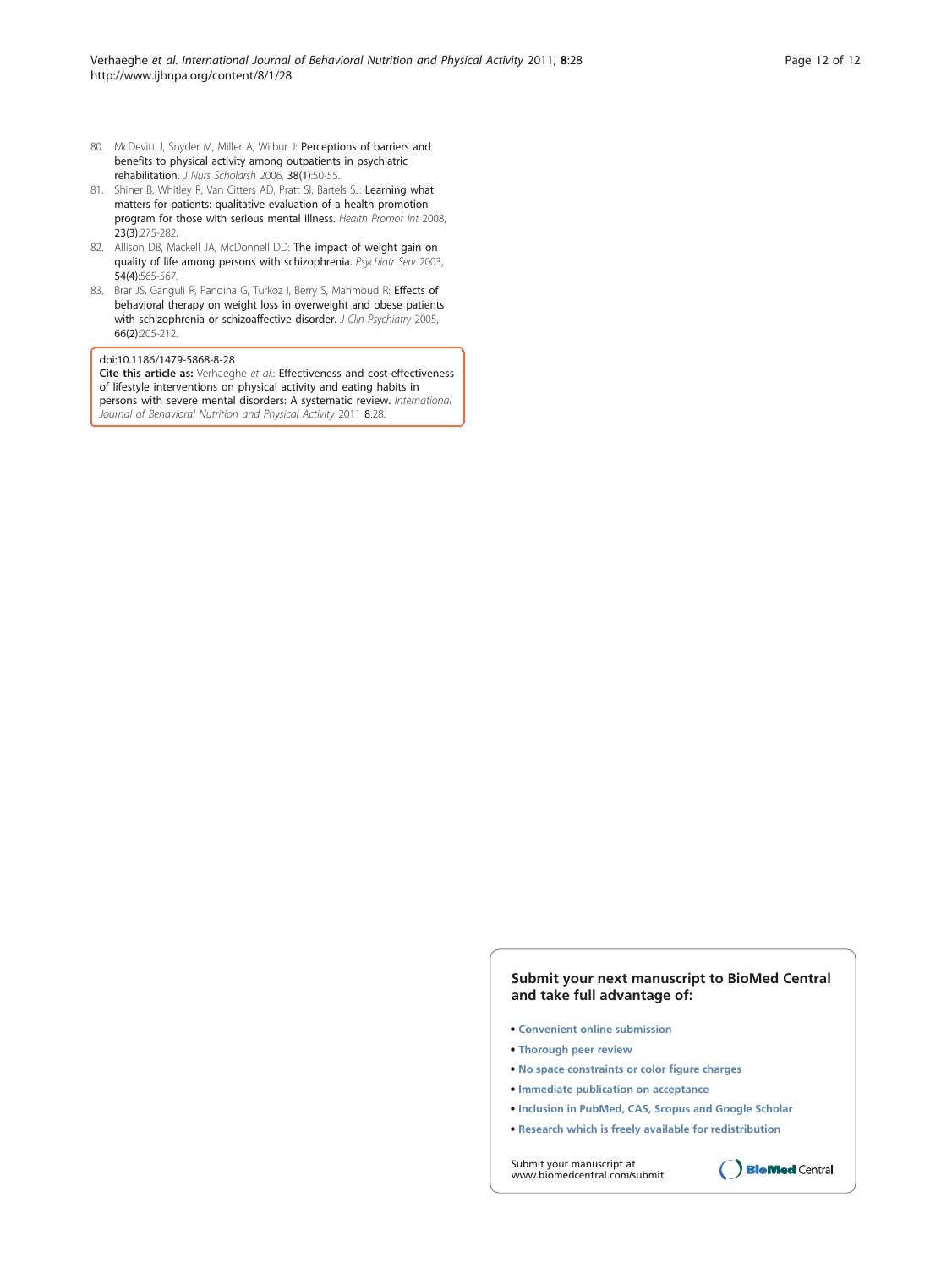80. McDevitt J, Snyder M, Miller A, Wilbur J: **Perceptions of barriers and benefits to physical activity among outpatients in psychiatric rehabilitation.** *J Nurs Scholarsh* 2006, **38(1)**:50-55.
81. Shiner B, Whitley R, Van Citters AD, Pratt SI, Bartels SJ: **Learning what matters for patients: qualitative evaluation of a health promotion program for those with serious mental illness.** *Health Promot Int* 2008, **23(3)**:275-282.
82. Allison DB, Mackell JA, McDonnell DD: **The impact of weight gain on quality of life among persons with schizophrenia.** *Psychiatr Serv* 2003, **54(4)**:565-567.
83. Brar JS, Ganguli R, Pandina G, Turkoz I, Berry S, Mahmoud R: **Effects of behavioral therapy on weight loss in overweight and obese patients with schizophrenia or schizoaffective disorder.** *J Clin Psychiatry* 2005, **66(2)**:205-212.

doi:10.1186/1479-5868-8-28

**Cite this article as:** Verhaeghe *et al.*: Effectiveness and cost-effectiveness of lifestyle interventions on physical activity and eating habits in persons with severe mental disorders: A systematic review. *International Journal of Behavioral Nutrition and Physical Activity* 2011 **8**:28.

**Submit your next manuscript to BioMed Central and take full advantage of:**

- **Convenient online submission**
- **Thorough peer review**
- **No space constraints or color figure charges**
- **Immediate publication on acceptance**
- **Inclusion in PubMed, CAS, Scopus and Google Scholar**
- **Research which is freely available for redistribution**

Submit your manuscript at
www.biomedcentral.com/submit

BioMed Central